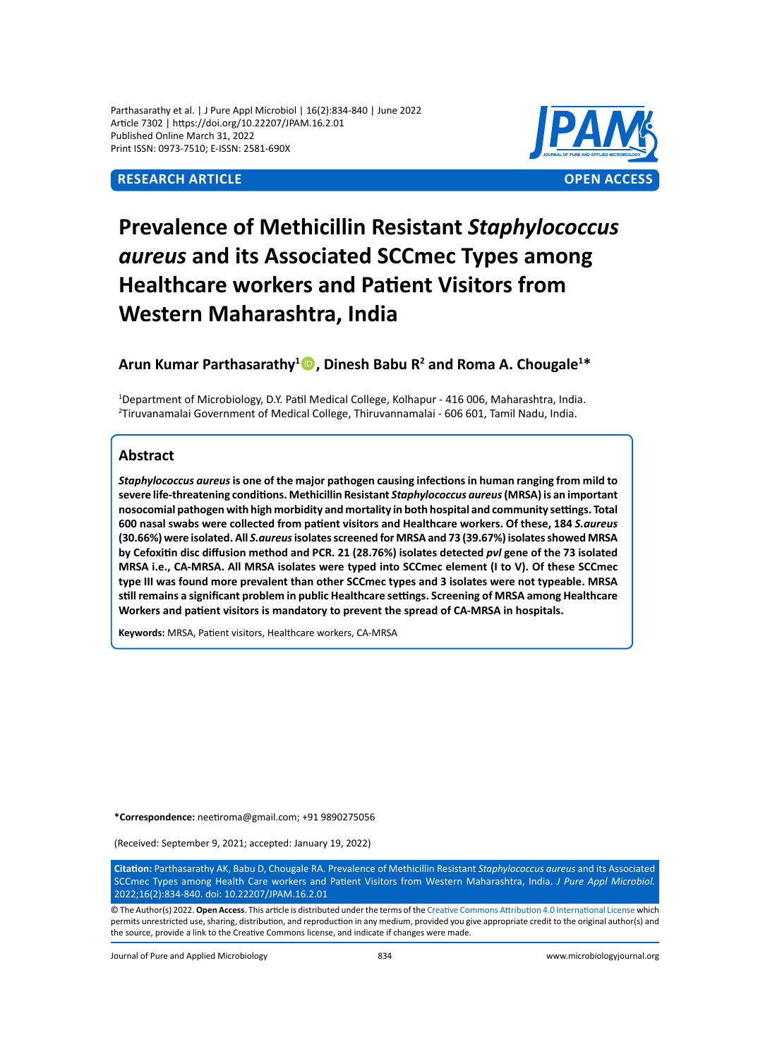**RESEARCH ARTICLE** **OPEN ACCESS**

# Prevalence of Methicillin Resistant *Staphylococcus aureus* and its Associated SCCmec Types among Healthcare workers and Patient Visitors from Western Maharashtra, India

**Arun Kumar Parthasarathy[1], Dinesh Babu R[2] and Roma A. Chougale[1]***

[1]Department of Microbiology, D.Y. Patil Medical College, Kolhapur - 416 006, Maharashtra, India.
[2]Tiruvanamalai Government of Medical College, Thiruvannamalai - 606 601, Tamil Nadu, India.

## Abstract

***Staphylococcus aureus* is one of the major pathogen causing infections in human ranging from mild to severe life-threatening conditions. Methicillin Resistant *Staphylococcus aureus* (MRSA) is an important nosocomial pathogen with high morbidity and mortality in both hospital and community settings. Total 600 nasal swabs were collected from patient visitors and Healthcare workers. Of these, 184 *S.aureus* (30.66%) were isolated. All *S.aureus* isolates screened for MRSA and 73 (39.67%) isolates showed MRSA by Cefoxitin disc diffusion method and PCR. 21 (28.76%) isolates detected *pvl* gene of the 73 isolated MRSA i.e., CA-MRSA. All MRSA isolates were typed into SCCmec element (I to V). Of these SCCmec type III was found more prevalent than other SCCmec types and 3 isolates were not typeable. MRSA still remains a significant problem in public Healthcare settings. Screening of MRSA among Healthcare Workers and patient visitors is mandatory to prevent the spread of CA-MRSA in hospitals.**

**Keywords:** MRSA, Patient visitors, Healthcare workers, CA-MRSA

***Correspondence:** neetiroma@gmail.com; +91 9890275056

(Received: September 9, 2021; accepted: January 19, 2022)

**Citation:** Parthasarathy AK, Babu D, Chougale RA. Prevalence of Methicillin Resistant *Staphylococcus aureus* and its Associated SCCmec Types among Health Care workers and Patient Visitors from Western Maharashtra, India. *J Pure Appl Microbiol.* 2022;16(2):834-840. doi: 10.22207/JPAM.16.2.01

© The Author(s) 2022. **Open Access**. This article is distributed under the terms of the Creative Commons Attribution 4.0 International License which permits unrestricted use, sharing, distribution, and reproduction in any medium, provided you give appropriate credit to the original author(s) and the source, provide a link to the Creative Commons license, and indicate if changes were made.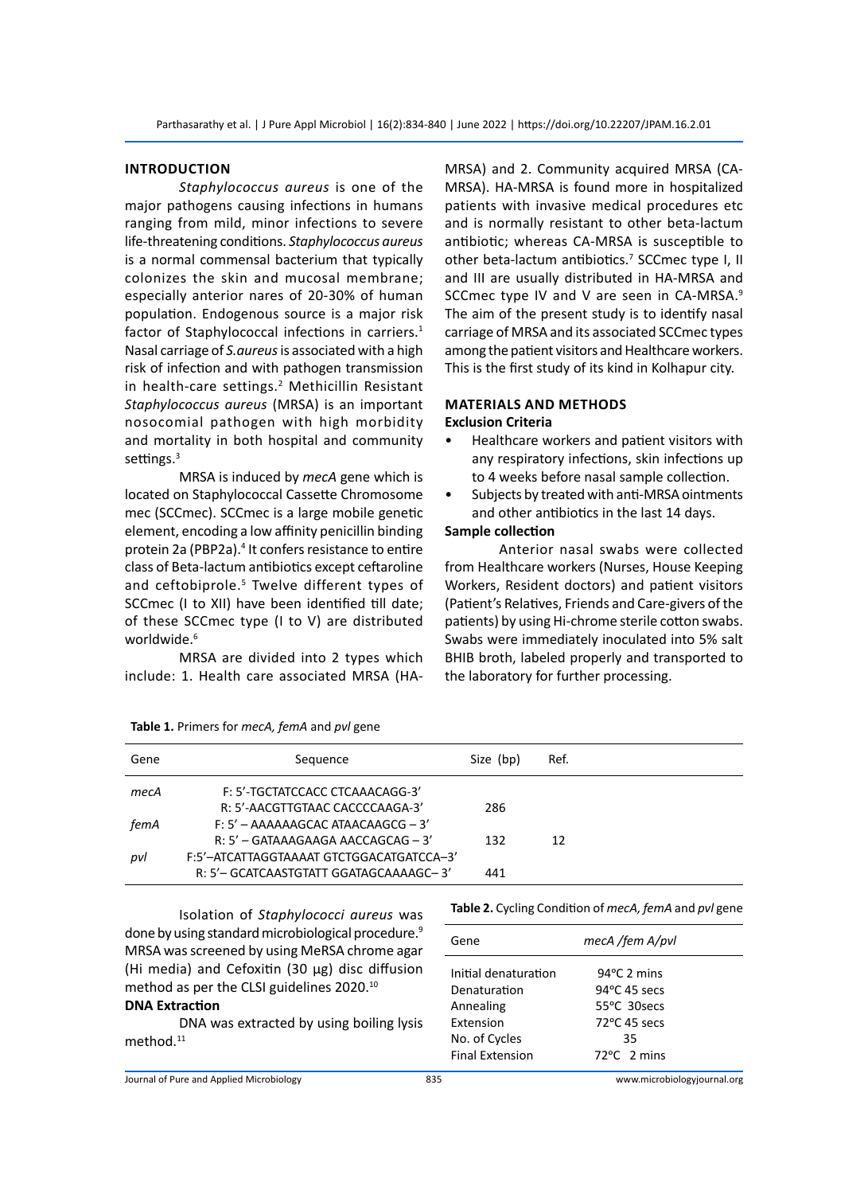## INTRODUCTION

*Staphylococcus aureus* is one of the major pathogens causing infections in humans ranging from mild, minor infections to severe life-threatening conditions. *Staphylococcus aureus* is a normal commensal bacterium that typically colonizes the skin and mucosal membrane; especially anterior nares of 20-30% of human population. Endogenous source is a major risk factor of Staphylococcal infections in carriers.[1] Nasal carriage of *S.aureus* is associated with a high risk of infection and with pathogen transmission in health-care settings.[2] Methicillin Resistant *Staphylococcus aureus* (MRSA) is an important nosocomial pathogen with high morbidity and mortality in both hospital and community settings.[3]

MRSA is induced by *mecA* gene which is located on Staphylococcal Cassette Chromosome mec (SCCmec). SCCmec is a large mobile genetic element, encoding a low affinity penicillin binding protein 2a (PBP2a).[4] It confers resistance to entire class of Beta-lactum antibiotics except ceftaroline and ceftobiprole.[5] Twelve different types of SCCmec (I to XII) have been identified till date; of these SCCmec type (I to V) are distributed worldwide.[6]

MRSA are divided into 2 types which include: 1. Health care associated MRSA (HA-MRSA) and 2. Community acquired MRSA (CA-MRSA). HA-MRSA is found more in hospitalized patients with invasive medical procedures etc and is normally resistant to other beta-lactum antibiotic; whereas CA-MRSA is susceptible to other beta-lactum antibiotics.[7] SCCmec type I, II and III are usually distributed in HA-MRSA and SCCmec type IV and V are seen in CA-MRSA.[9] The aim of the present study is to identify nasal carriage of MRSA and its associated SCCmec types among the patient visitors and Healthcare workers. This is the first study of its kind in Kolhapur city.

## MATERIALS AND METHODS

### Exclusion Criteria

- Healthcare workers and patient visitors with any respiratory infections, skin infections up to 4 weeks before nasal sample collection.
- Subjects by treated with anti-MRSA ointments and other antibiotics in the last 14 days.

### Sample collection

Anterior nasal swabs were collected from Healthcare workers (Nurses, House Keeping Workers, Resident doctors) and patient visitors (Patient's Relatives, Friends and Care-givers of the patients) by using Hi-chrome sterile cotton swabs. Swabs were immediately inoculated into 5% salt BHIB broth, labeled properly and transported to the laboratory for further processing.

**Table 1.** Primers for *mecA, femA* and *pvl* gene

| Gene | Sequence | Size (bp) | Ref. |
|---|---|---|---|
| *mecA* | F: 5'-TGCTATCCACC CTCAAACAGG-3'<br>R: 5'-AACGTTGTAAC CACCCCAAGA-3' | 286 | |
| *femA* | F: 5' – AAAAAAGCAC ATAACAAGCG – 3'<br>R: 5' – GATAAAGAAGA AACCAGCAG – 3' | 132 | 12 |
| *pvl* | F:5'–ATCATTAGGTAAAAT GTCTGGACATGATCCA–3'<br>R: 5'– GCATCAAGTGTATT GGATAGCAAAAGC– 3' | 441 | |

Isolation of *Staphylococci aureus* was done by using standard microbiological procedure.[9] MRSA was screened by using MeRSA chrome agar (Hi media) and Cefoxitin (30 µg) disc diffusion method as per the CLSI guidelines 2020.[10]

### DNA Extraction

DNA was extracted by using boiling lysis method.[11]

**Table 2.** Cycling Condition of *mecA, femA* and *pvl* gene

| Gene | *mecA /fem A/pvl* |
|---|---|
| Initial denaturation | 94°C 2 mins |
| Denaturation | 94°C 45 secs |
| Annealing | 55°C 30secs |
| Extension | 72°C 45 secs |
| No. of Cycles | 35 |
| Final Extension | 72°C 2 mins |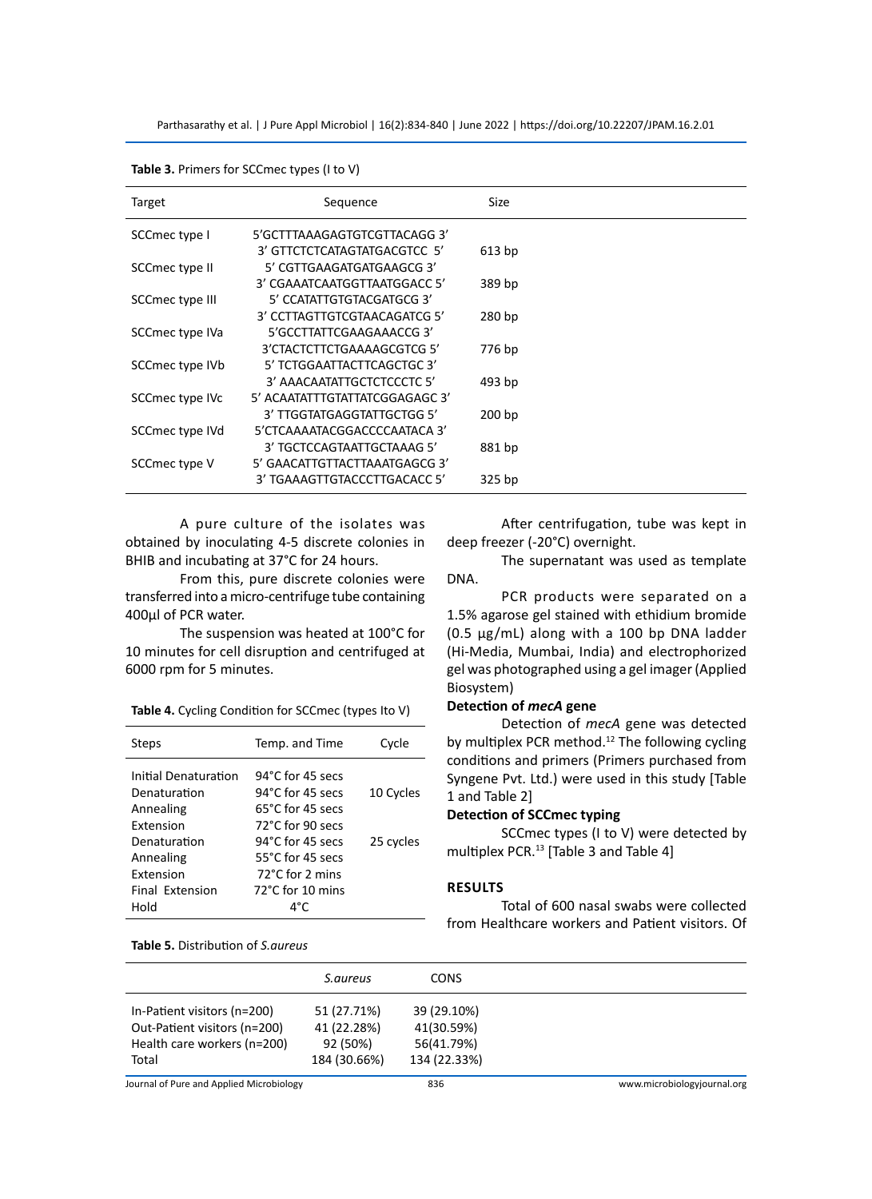**Table 3.** Primers for SCCmec types (I to V)

| Target | Sequence | Size |
|---|---|---|
| SCCmec type I | 5'GCTTTAAAGAGTGTCGTTACAGG 3'<br>3' GTTCTCTCATAGTATGACGTCC 5' | 613 bp |
| SCCmec type II | 5' CGTTGAAGATGATGAAGCG 3'<br>3' CGAAATCAATGGTTAATGGACC 5' | 389 bp |
| SCCmec type III | 5' CCATATTGTGTACGATGCG 3'<br>3' CCTTAGTTGTCGTAACAGATCG 5' | 280 bp |
| SCCmec type IVa | 5'GCCTTATTCGAAGAAACCG 3'<br>3'CTACTCTTCTGAAAAGCGTCG 5' | 776 bp |
| SCCmec type IVb | 5' TCTGGAATTACTTCAGCTGC 3'<br>3' AAACAATATTGCTCTCCCTC 5' | 493 bp |
| SCCmec type IVc | 5' ACAATATTTGTATTATCGGAGAGC 3'<br>3' TTGGTATGAGGTATTGCTGG 5' | 200 bp |
| SCCmec type IVd | 5'CTCAAAATACGGACCCCAATACA 3'<br>3' TGCTCCAGTAATTGCTAAAG 5' | 881 bp |
| SCCmec type V | 5' GAACATTGTTACTTAAATGAGCG 3'<br>3' TGAAAGTTGTACCCTTGACACC 5' | 325 bp |

A pure culture of the isolates was obtained by inoculating 4-5 discrete colonies in BHIB and incubating at 37°C for 24 hours.

From this, pure discrete colonies were transferred into a micro-centrifuge tube containing 400µl of PCR water.

The suspension was heated at 100°C for 10 minutes for cell disruption and centrifuged at 6000 rpm for 5 minutes.

**Table 4.** Cycling Condition for SCCmec (types Ito V)

| Steps | Temp. and Time | Cycle |
|---|---|---|
| Initial Denaturation | 94°C for 45 secs | |
| Denaturation | 94°C for 45 secs | 10 Cycles |
| Annealing | 65°C for 45 secs | |
| Extension | 72°C for 90 secs | |
| Denaturation | 94°C for 45 secs | 25 cycles |
| Annealing | 55°C for 45 secs | |
| Extension | 72°C for 2 mins | |
| Final Extension | 72°C for 10 mins | |
| Hold | 4°C | |

After centrifugation, tube was kept in deep freezer (-20°C) overnight.

The supernatant was used as template DNA.

PCR products were separated on a 1.5% agarose gel stained with ethidium bromide (0.5 µg/mL) along with a 100 bp DNA ladder (Hi-Media, Mumbai, India) and electrophorized gel was photographed using a gel imager (Applied Biosystem)

### Detection of *mecA* gene

Detection of *mecA* gene was detected by multiplex PCR method.[12] The following cycling conditions and primers (Primers purchased from Syngene Pvt. Ltd.) were used in this study [Table 1 and Table 2]

### Detection of SCCmec typing

SCCmec types (I to V) were detected by multiplex PCR.[13] [Table 3 and Table 4]

## RESULTS

Total of 600 nasal swabs were collected from Healthcare workers and Patient visitors. Of

**Table 5.** Distribution of *S.aureus*

| | *S.aureus* | CONS |
|---|---|---|
| In-Patient visitors (n=200) | 51 (27.71%) | 39 (29.10%) |
| Out-Patient visitors (n=200) | 41 (22.28%) | 41(30.59%) |
| Health care workers (n=200) | 92 (50%) | 56(41.79%) |
| Total | 184 (30.66%) | 134 (22.33%) |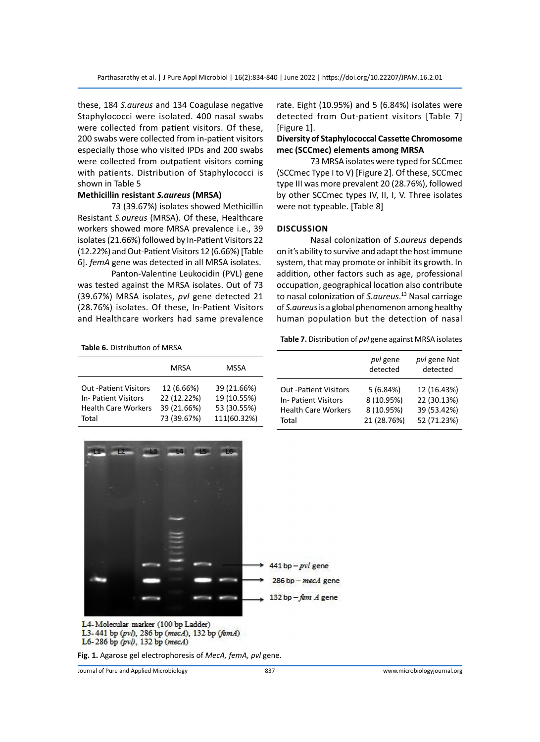these, 184 *S.aureus* and 134 Coagulase negative Staphylococci were isolated. 400 nasal swabs were collected from patient visitors. Of these, 200 swabs were collected from in-patient visitors especially those who visited IPDs and 200 swabs were collected from outpatient visitors coming with patients. Distribution of Staphylococci is shown in Table 5

**Methicillin resistant *S.aureus* (MRSA)**

73 (39.67%) isolates showed Methicillin Resistant *S.aureus* (MRSA). Of these, Healthcare workers showed more MRSA prevalence i.e., 39 isolates (21.66%) followed by In-Patient Visitors 22 (12.22%) and Out-Patient Visitors 12 (6.66%) [Table 6]. *femA* gene was detected in all MRSA isolates.

Panton-Valentine Leukocidin (PVL) gene was tested against the MRSA isolates. Out of 73 (39.67%) MRSA isolates, *pvl* gene detected 21 (28.76%) isolates. Of these, In-Patient Visitors and Healthcare workers had same prevalence rate. Eight (10.95%) and 5 (6.84%) isolates were detected from Out-patient visitors [Table 7] [Figure 1].

**Diversity of Staphylococcal Cassette Chromosome mec (SCCmec) elements among MRSA**

73 MRSA isolates were typed for SCCmec (SCCmec Type I to V) [Figure 2]. Of these, SCCmec type III was more prevalent 20 (28.76%), followed by other SCCmec types IV, II, I, V. Three isolates were not typeable. [Table 8]

## DISCUSSION

Nasal colonization of *S.aureus* depends on it's ability to survive and adapt the host immune system, that may promote or inhibit its growth. In addition, other factors such as age, professional occupation, geographical location also contribute to nasal colonization of *S.aureus*.[13] Nasal carriage of *S.aureus* is a global phenomenon among healthy human population but the detection of nasal

**Table 6.** Distribution of MRSA

| | MRSA | MSSA |
|---|---|---|
| Out -Patient Visitors | 12 (6.66%) | 39 (21.66%) |
| In- Patient Visitors | 22 (12.22%) | 19 (10.55%) |
| Health Care Workers | 39 (21.66%) | 53 (30.55%) |
| Total | 73 (39.67%) | 111(60.32%) |

**Table 7.** Distribution of *pvl* gene against MRSA isolates

| | *pvl* gene detected | *pvl* gene Not detected |
|---|---|---|
| Out -Patient Visitors | 5 (6.84%) | 12 (16.43%) |
| In- Patient Visitors | 8 (10.95%) | 22 (30.13%) |
| Health Care Workers | 8 (10.95%) | 39 (53.42%) |
| Total | 21 (28.76%) | 52 (71.23%) |

L4- Molecular marker (100 bp Ladder)
L3- 441 bp (*pvl*), 286 bp (*mecA*), 132 bp (*femA*)
L6- 286 bp (*pvl*), 132 bp (*mecA*)

**Fig. 1.** Agarose gel electrophoresis of *MecA, femA, pvl* gene.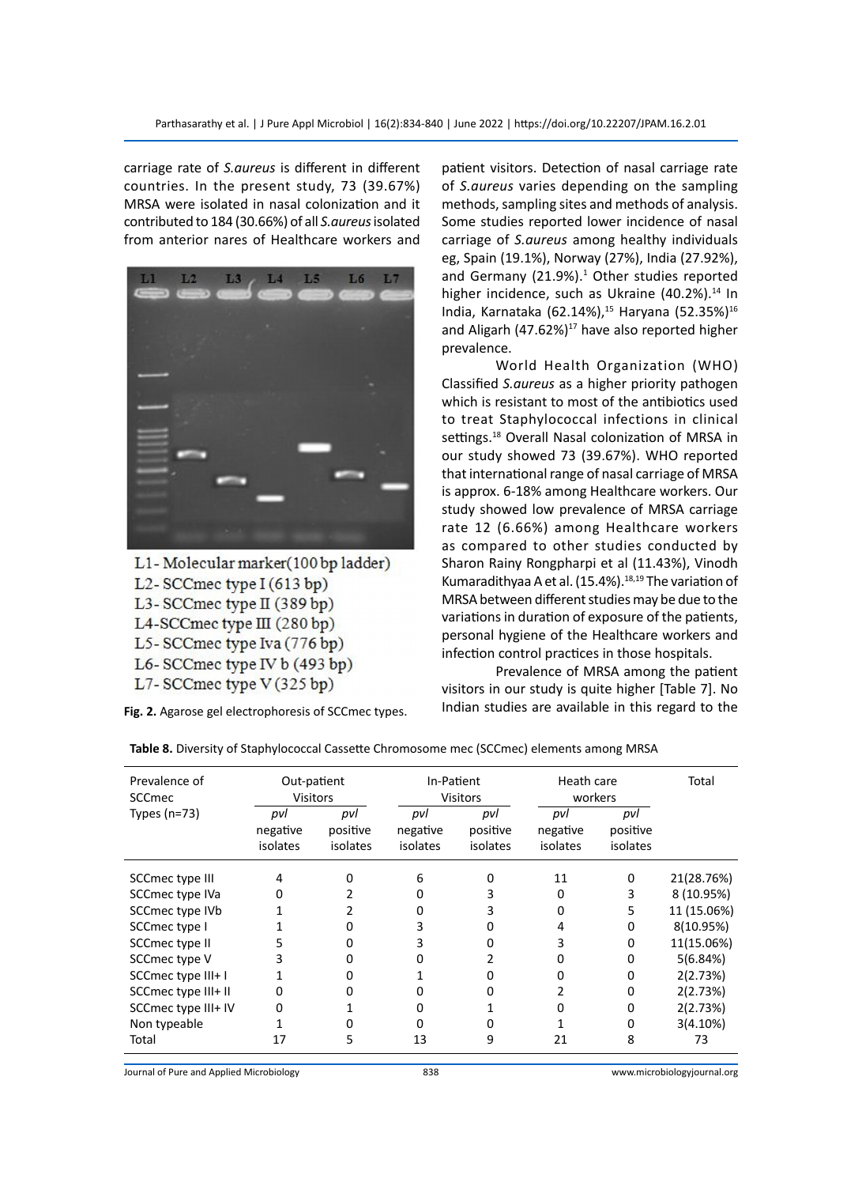carriage rate of *S.aureus* is different in different countries. In the present study, 73 (39.67%) MRSA were isolated in nasal colonization and it contributed to 184 (30.66%) of all *S.aureus* isolated from anterior nares of Healthcare workers and patient visitors. Detection of nasal carriage rate of *S.aureus* varies depending on the sampling methods, sampling sites and methods of analysis. Some studies reported lower incidence of nasal carriage of *S.aureus* among healthy individuals eg, Spain (19.1%), Norway (27%), India (27.92%), and Germany (21.9%).[1] Other studies reported higher incidence, such as Ukraine (40.2%).[14] In India, Karnataka (62.14%),[15] Haryana (52.35%)[16] and Aligarh (47.62%)[17] have also reported higher prevalence.

L1- Molecular marker(100 bp ladder)
L2- SCCmec type I (613 bp)
L3- SCCmec type II (389 bp)
L4-SCCmec type III (280 bp)
L5- SCCmec type Iva (776 bp)
L6- SCCmec type IV b (493 bp)
L7- SCCmec type V (325 bp)

**Fig. 2.** Agarose gel electrophoresis of SCCmec types.

World Health Organization (WHO) Classified *S.aureus* as a higher priority pathogen which is resistant to most of the antibiotics used to treat Staphylococcal infections in clinical settings.[18] Overall Nasal colonization of MRSA in our study showed 73 (39.67%). WHO reported that international range of nasal carriage of MRSA is approx. 6-18% among Healthcare workers. Our study showed low prevalence of MRSA carriage rate 12 (6.66%) among Healthcare workers as compared to other studies conducted by Sharon Rainy Rongpharpi et al (11.43%), Vinodh Kumaradithyaa A et al. (15.4%).[18,19] The variation of MRSA between different studies may be due to the variations in duration of exposure of the patients, personal hygiene of the Healthcare workers and infection control practices in those hospitals.

Prevalence of MRSA among the patient visitors in our study is quite higher [Table 7]. No Indian studies are available in this regard to the

**Table 8.** Diversity of Staphylococcal Cassette Chromosome mec (SCCmec) elements among MRSA

| Prevalence of SCCmec Types (n=73) | Out-patient Visitors | | In-Patient Visitors | | Heath care workers | | Total |
|---|---|---|---|---|---|---|---|
| | *pvl* negative isolates | *pvl* positive isolates | *pvl* negative isolates | *pvl* positive isolates | *pvl* negative isolates | *pvl* positive isolates | |
| SCCmec type III | 4 | 0 | 6 | 0 | 11 | 0 | 21(28.76%) |
| SCCmec type IVa | 0 | 2 | 0 | 3 | 0 | 3 | 8 (10.95%) |
| SCCmec type IVb | 1 | 2 | 0 | 3 | 0 | 5 | 11 (15.06%) |
| SCCmec type I | 1 | 0 | 3 | 0 | 4 | 0 | 8(10.95%) |
| SCCmec type II | 5 | 0 | 3 | 0 | 3 | 0 | 11(15.06%) |
| SCCmec type V | 3 | 0 | 0 | 2 | 0 | 0 | 5(6.84%) |
| SCCmec type III+ I | 1 | 0 | 1 | 0 | 0 | 0 | 2(2.73%) |
| SCCmec type III+ II | 0 | 0 | 0 | 0 | 2 | 0 | 2(2.73%) |
| SCCmec type III+ IV | 0 | 1 | 0 | 1 | 0 | 0 | 2(2.73%) |
| Non typeable | 1 | 0 | 0 | 0 | 1 | 0 | 3(4.10%) |
| Total | 17 | 5 | 13 | 9 | 21 | 8 | 73 |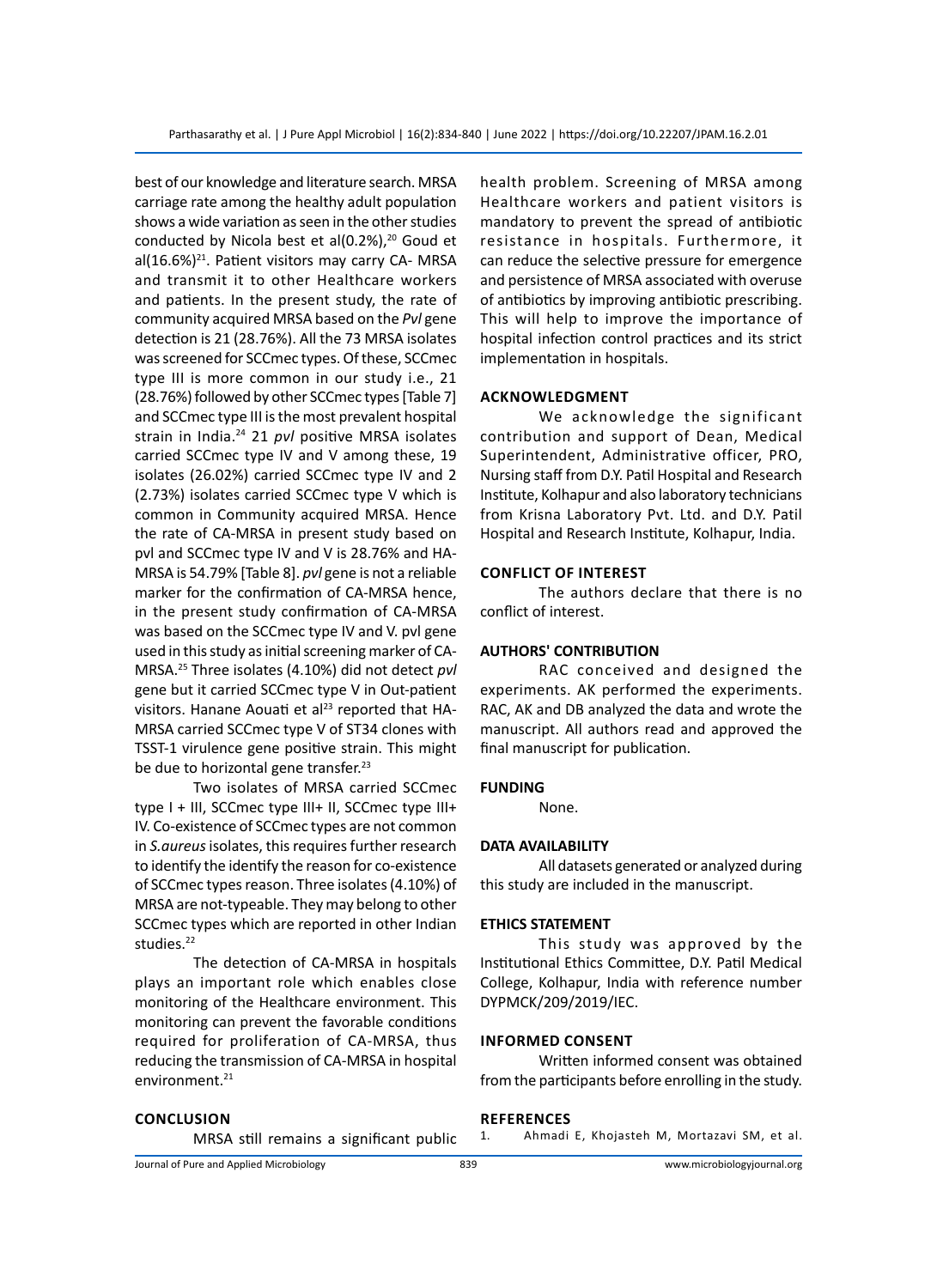best of our knowledge and literature search. MRSA carriage rate among the healthy adult population shows a wide variation as seen in the other studies conducted by Nicola best et al(0.2%),[20] Goud et al(16.6%)[21]. Patient visitors may carry CA- MRSA and transmit it to other Healthcare workers and patients. In the present study, the rate of community acquired MRSA based on the *Pvl* gene detection is 21 (28.76%). All the 73 MRSA isolates was screened for SCCmec types. Of these, SCCmec type III is more common in our study i.e., 21 (28.76%) followed by other SCCmec types [Table 7] and SCCmec type III is the most prevalent hospital strain in India.[24] 21 *pvl* positive MRSA isolates carried SCCmec type IV and V among these, 19 isolates (26.02%) carried SCCmec type IV and 2 (2.73%) isolates carried SCCmec type V which is common in Community acquired MRSA. Hence the rate of CA-MRSA in present study based on pvl and SCCmec type IV and V is 28.76% and HA-MRSA is 54.79% [Table 8]. *pvl* gene is not a reliable marker for the confirmation of CA-MRSA hence, in the present study confirmation of CA-MRSA was based on the SCCmec type IV and V. pvl gene used in this study as initial screening marker of CA-MRSA.[25] Three isolates (4.10%) did not detect *pvl* gene but it carried SCCmec type V in Out-patient visitors. Hanane Aouati et al[23] reported that HA-MRSA carried SCCmec type V of ST34 clones with TSST-1 virulence gene positive strain. This might be due to horizontal gene transfer.[23]

Two isolates of MRSA carried SCCmec type I + III, SCCmec type III+ II, SCCmec type III+ IV. Co-existence of SCCmec types are not common in *S.aureus* isolates, this requires further research to identify the identify the reason for co-existence of SCCmec types reason. Three isolates (4.10%) of MRSA are not-typeable. They may belong to other SCCmec types which are reported in other Indian studies.[22]

The detection of CA-MRSA in hospitals plays an important role which enables close monitoring of the Healthcare environment. This monitoring can prevent the favorable conditions required for proliferation of CA-MRSA, thus reducing the transmission of CA-MRSA in hospital environment.[21]

## CONCLUSION

MRSA still remains a significant public health problem. Screening of MRSA among Healthcare workers and patient visitors is mandatory to prevent the spread of antibiotic resistance in hospitals. Furthermore, it can reduce the selective pressure for emergence and persistence of MRSA associated with overuse of antibiotics by improving antibiotic prescribing. This will help to improve the importance of hospital infection control practices and its strict implementation in hospitals.

## ACKNOWLEDGMENT

We acknowledge the significant contribution and support of Dean, Medical Superintendent, Administrative officer, PRO, Nursing staff from D.Y. Patil Hospital and Research Institute, Kolhapur and also laboratory technicians from Krisna Laboratory Pvt. Ltd. and D.Y. Patil Hospital and Research Institute, Kolhapur, India.

## CONFLICT OF INTEREST

The authors declare that there is no conflict of interest.

## AUTHORS' CONTRIBUTION

RAC conceived and designed the experiments. AK performed the experiments. RAC, AK and DB analyzed the data and wrote the manuscript. All authors read and approved the final manuscript for publication.

## FUNDING

None.

## DATA AVAILABILITY

All datasets generated or analyzed during this study are included in the manuscript.

## ETHICS STATEMENT

This study was approved by the Institutional Ethics Committee, D.Y. Patil Medical College, Kolhapur, India with reference number DYPMCK/209/2019/IEC.

## INFORMED CONSENT

Written informed consent was obtained from the participants before enrolling in the study.

## REFERENCES

1. Ahmadi E, Khojasteh M, Mortazavi SM, et al.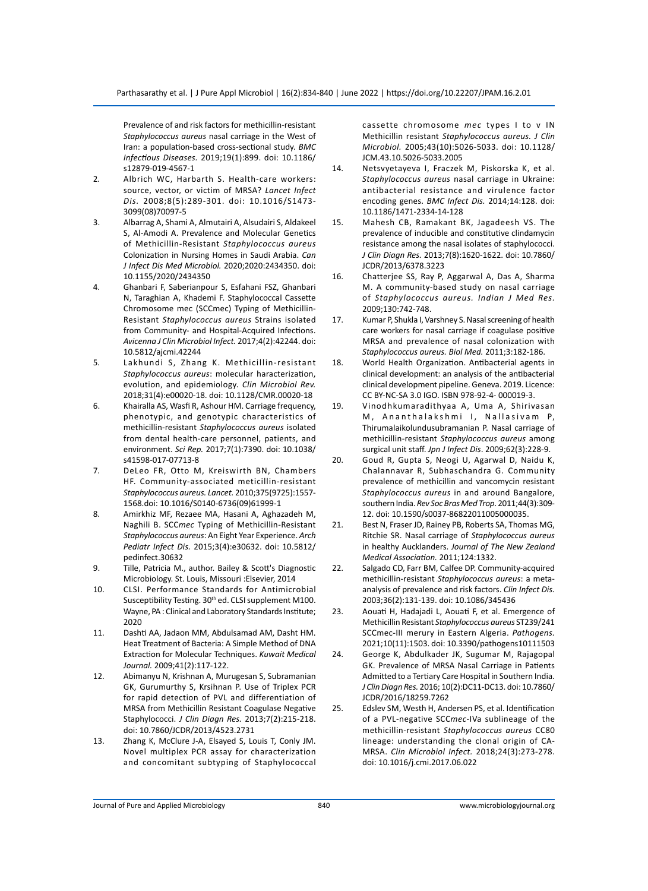Prevalence of and risk factors for methicillin-resistant *Staphylococcus aureus* nasal carriage in the West of Iran: a population-based cross-sectional study. *BMC Infectious Diseases.* 2019;19(1):899. doi: 10.1186/s12879-019-4567-1

2. Albrich WC, Harbarth S. Health-care workers: source, vector, or victim of MRSA? *Lancet Infect Dis*. 2008;8(5):289-301. doi: 10.1016/S1473-3099(08)70097-5
3. Albarrag A, Shami A, Almutairi A, Alsudairi S, Aldakeel S, Al-Amodi A. Prevalence and Molecular Genetics of Methicillin-Resistant *Staphylococcus aureus* Colonization in Nursing Homes in Saudi Arabia. *Can J Infect Dis Med Microbiol.* 2020;2020:2434350. doi: 10.1155/2020/2434350
4. Ghanbari F, Saberianpour S, Esfahani FSZ, Ghanbari N, Taraghian A, Khademi F. Staphylococcal Cassette Chromosome mec (SCCmec) Typing of Methicillin-Resistant *Staphylococcus aureus* Strains isolated from Community- and Hospital-Acquired Infections. *Avicenna J Clin Microbiol Infect.* 2017;4(2):42244. doi: 10.5812/ajcmi.42244
5. Lakhundi S, Zhang K. Methicillin-resistant *Staphylococcus aureus*: molecular haracterization, evolution, and epidemiology. *Clin Microbiol Rev.* 2018;31(4):e00020-18. doi: 10.1128/CMR.00020-18
6. Khairalla AS, Wasfi R, Ashour HM. Carriage frequency, phenotypic, and genotypic characteristics of methicillin-resistant *Staphylococcus aureus* isolated from dental health-care personnel, patients, and environment. *Sci Rep.* 2017;7(1):7390. doi: 10.1038/s41598-017-07713-8
7. DeLeo FR, Otto M, Kreiswirth BN, Chambers HF. Community-associated meticillin-resistant *Staphylococcus aureus. Lancet.* 2010;375(9725):1557-1568.doi: 10.1016/S0140-6736(09)61999-1
8. Amirkhiz MF, Rezaee MA, Hasani A, Aghazadeh M, Naghili B. SCC*mec* Typing of Methicillin-Resistant *Staphylococcus aureus*: An Eight Year Experience. *Arch Pediatr Infect Dis.* 2015;3(4):e30632. doi: 10.5812/pedinfect.30632
9. Tille, Patricia M., author. Bailey & Scott's Diagnostic Microbiology. St. Louis, Missouri :Elsevier, 2014
10. CLSI. Performance Standards for Antimicrobial Susceptibility Testing. 30th ed. CLSI supplement M100. Wayne, PA : Clinical and Laboratory Standards Institute; 2020
11. Dashti AA, Jadaon MM, Abdulsamad AM, Dasht HM. Heat Treatment of Bacteria: A Simple Method of DNA Extraction for Molecular Techniques. *Kuwait Medical Journal.* 2009;41(2):117-122.
12. Abimanyu N, Krishnan A, Murugesan S, Subramanian GK, Gurumurthy S, Krsihnan P. Use of Triplex PCR for rapid detection of PVL and differentiation of MRSA from Methicillin Resistant Coagulase Negative Staphylococci. *J Clin Diagn Res.* 2013;7(2):215-218. doi: 10.7860/JCDR/2013/4523.2731
13. Zhang K, McClure J-A, Elsayed S, Louis T, Conly JM. Novel multiplex PCR assay for characterization and concomitant subtyping of Staphylococcal cassette chromosome *mec* types I to v IN Methicillin resistant *Staphylococcus aureus*. *J Clin Microbiol.* 2005;43(10):5026-5033. doi: 10.1128/JCM.43.10.5026-5033.2005
14. Netsvyetayeva I, Fraczek M, Piskorska K, et al. *Staphylococcus aureus* nasal carriage in Ukraine: antibacterial resistance and virulence factor encoding genes. *BMC Infect Dis.* 2014;14:128. doi: 10.1186/1471-2334-14-128
15. Mahesh CB, Ramakant BK, Jagadeesh VS. The prevalence of inducible and constitutive clindamycin resistance among the nasal isolates of staphylococci. *J Clin Diagn Res.* 2013;7(8):1620-1622. doi: 10.7860/JCDR/2013/6378.3223
16. Chatterjee SS, Ray P, Aggarwal A, Das A, Sharma M. A community-based study on nasal carriage of *Staphylococcus aureus. Indian J Med Res.* 2009;130:742-748.
17. Kumar P, Shukla I, Varshney S. Nasal screening of health care workers for nasal carriage if coagulase positive MRSA and prevalence of nasal colonization with *Staphylococcus aureus. Biol Med.* 2011;3:182-186.
18. World Health Organization. Antibacterial agents in clinical development: an analysis of the antibacterial clinical development pipeline. Geneva. 2019. Licence: CC BY-NC-SA 3.0 IGO. ISBN 978-92-4- 000019-3.
19. Vinodhkumaradithyaa A, Uma A, Shirivasan M, Ananthalakshmi I, Nallasivam P, Thirumalaikolundusubramanian P. Nasal carriage of methicillin-resistant *Staphylococcus aureus* among surgical unit staff. *Jpn J Infect Dis*. 2009;62(3):228-9.
20. Goud R, Gupta S, Neogi U, Agarwal D, Naidu K, Chalannavar R, Subhaschandra G. Community prevalence of methicillin and vancomycin resistant *Staphylococcus aureus* in and around Bangalore, southern India. *Rev Soc Bras Med Trop.* 2011;44(3):309-12. doi: 10.1590/s0037-86822011005000035.
21. Best N, Fraser JD, Rainey PB, Roberts SA, Thomas MG, Ritchie SR. Nasal carriage of *Staphylococcus aureus* in healthy Aucklanders. *Journal of The New Zealand Medical Association.* 2011;124:1332.
22. Salgado CD, Farr BM, Calfee DP. Community-acquired methicillin-resistant *Staphylococcus aureus*: a meta-analysis of prevalence and risk factors. *Clin Infect Dis.* 2003;36(2):131-139. doi: 10.1086/345436
23. Aouati H, Hadajadi L, Aouati F, et al. Emergence of Methicillin Resistant *Staphylococcus aureus* ST239/241 SCCmec-III merury in Eastern Algeria. *Pathogens.* 2021;10(11):1503. doi: 10.3390/pathogens10111503
24. George K, Abdulkader JK, Sugumar M, Rajagopal GK. Prevalence of MRSA Nasal Carriage in Patients Admitted to a Tertiary Care Hospital in Southern India. *J Clin Diagn Res.* 2016; 10(2):DC11-DC13. doi: 10.7860/JCDR/2016/18259.7262
25. Edslev SM, Westh H, Andersen PS, et al. Identification of a PVL-negative SCC*mec*-IVa sublineage of the methicillin-resistant *Staphylococcus aureus* CC80 lineage: understanding the clonal origin of CA-MRSA. *Clin Microbiol Infect.* 2018;24(3):273-278. doi: 10.1016/j.cmi.2017.06.022